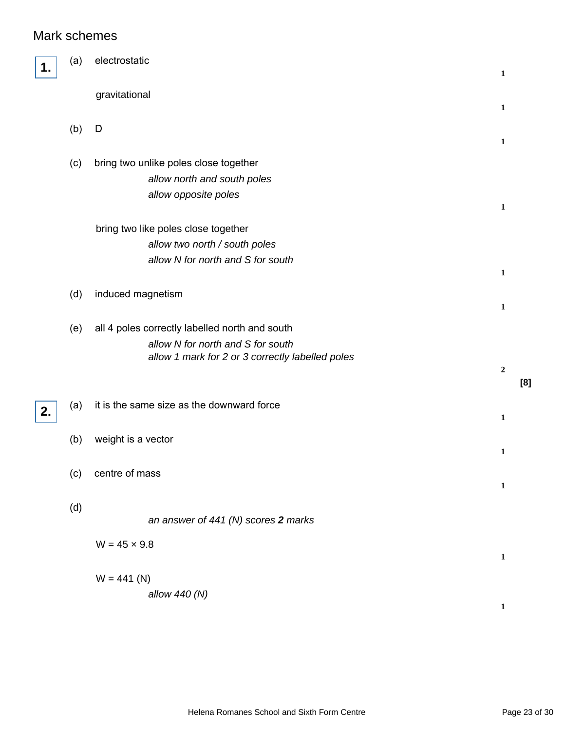# Mark schemes

**1.** (a) electrostatic **1**

gravitational **1**

(b) D **1**

(c) bring two unlike poles close together

*allow north and south poles*

*allow opposite poles*

**1**

bring two like poles close together

*allow two north / south poles*

*allow N for north and S for south*

**1**

(d) induced magnetism **1**

(e) all 4 poles correctly labelled north and south

*allow N for north and S for south*

*allow 1 mark for 2 or 3 correctly labelled poles*

**2**

**[8]**

**2.** (a) it is the same size as the downward force **1**

(b) weight is a vector **1**

(c) centre of mass **1**

(d)

*an answer of 441 (N) scores **2** marks*

$W = 45 \times 9.8$ **1**

$W = 441$ (N)

*allow 440 (N)*

**1**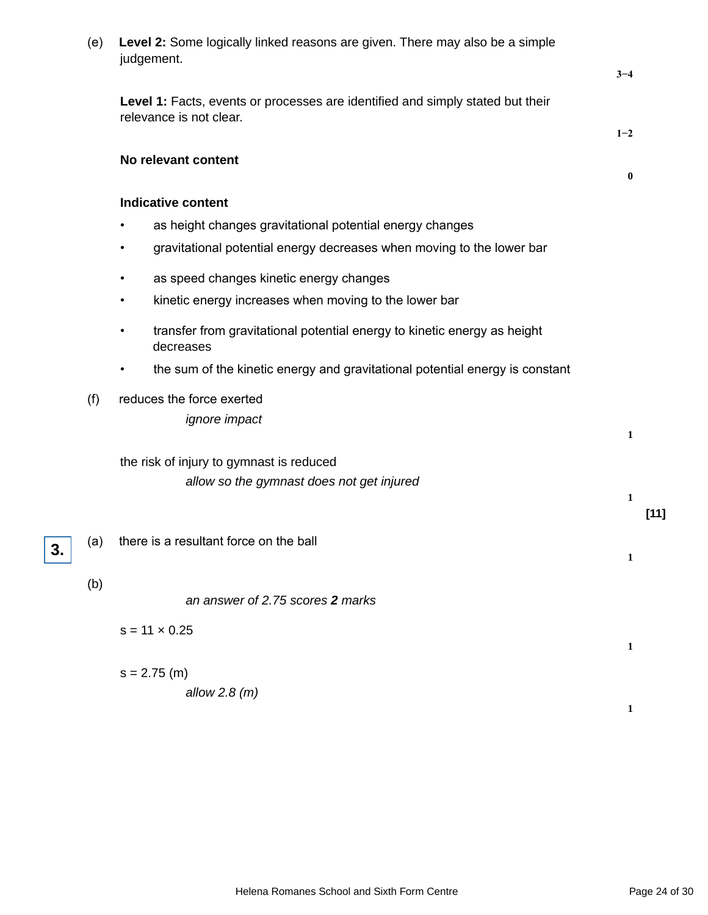(e) **Level 2:** Some logically linked reasons are given. There may also be a simple judgement.

**3−4**

**Level 1:** Facts, events or processes are identified and simply stated but their relevance is not clear.

**1−2**

**No relevant content**

**0**

**Indicative content**

- as height changes gravitational potential energy changes
- gravitational potential energy decreases when moving to the lower bar
- as speed changes kinetic energy changes
- kinetic energy increases when moving to the lower bar
- transfer from gravitational potential energy to kinetic energy as height decreases
- the sum of the kinetic energy and gravitational potential energy is constant

(f) reduces the force exerted

*ignore impact*

**1**

the risk of injury to gymnast is reduced

*allow so the gymnast does not get injured*

**1**

**[11]**

**3.** (a) there is a resultant force on the ball

**1**

(b)

*an answer of 2.75 scores **2** marks*

$s = 11 \times 0.25$

**1**

$s = 2.75$ (m)

*allow 2.8 (m)*

**1**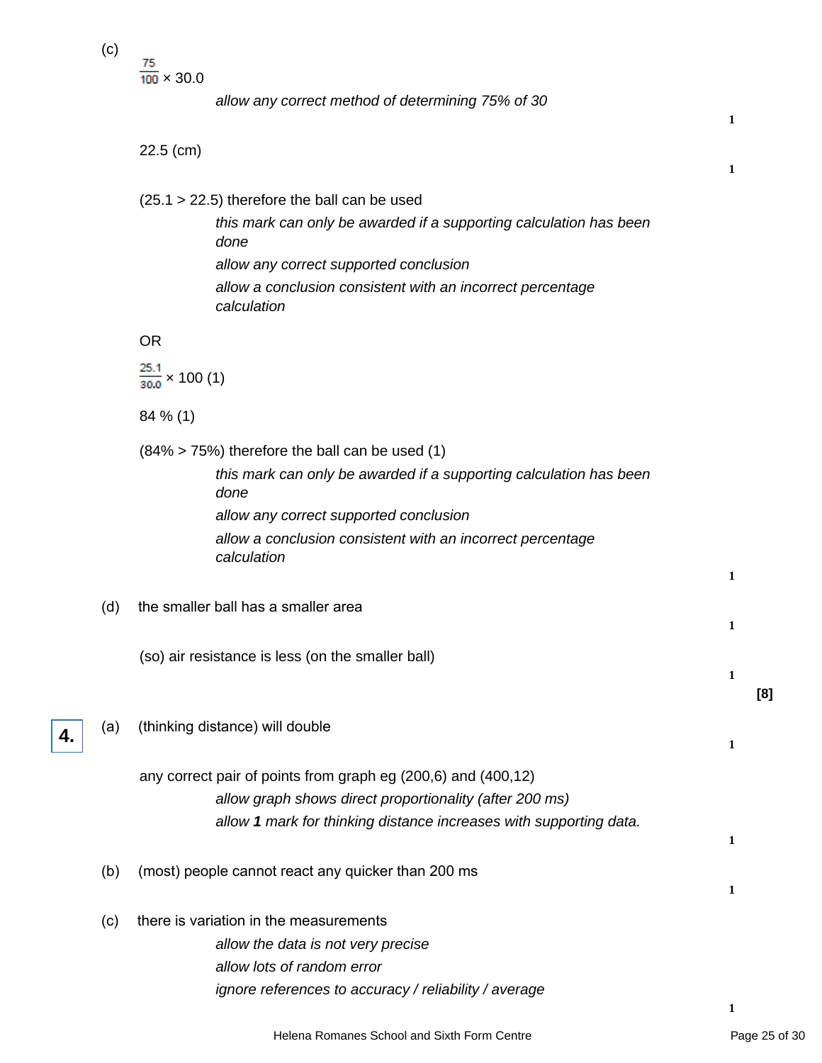(c) $\frac{75}{100} \times 30.0$

*allow any correct method of determining 75% of 30*

**1**

22.5 (cm)

**1**

(25.1 > 22.5) therefore the ball can be used

*this mark can only be awarded if a supporting calculation has been done*

*allow any correct supported conclusion*

*allow a conclusion consistent with an incorrect percentage calculation*

OR

$\frac{25.1}{30.0} \times 100$ (1)

84 % (1)

(84% > 75%) therefore the ball can be used (1)

*this mark can only be awarded if a supporting calculation has been done*

*allow any correct supported conclusion*

*allow a conclusion consistent with an incorrect percentage calculation*

**1**

(d) the smaller ball has a smaller area

**1**

(so) air resistance is less (on the smaller ball)

**1**

**[8]**

**4.** (a) (thinking distance) will double

**1**

any correct pair of points from graph eg (200,6) and (400,12)

*allow graph shows direct proportionality (after 200 ms)*

*allow **1** mark for thinking distance increases with supporting data.*

**1**

(b) (most) people cannot react any quicker than 200 ms

**1**

(c) there is variation in the measurements

*allow the data is not very precise*

*allow lots of random error*

*ignore references to accuracy / reliability / average*

**1**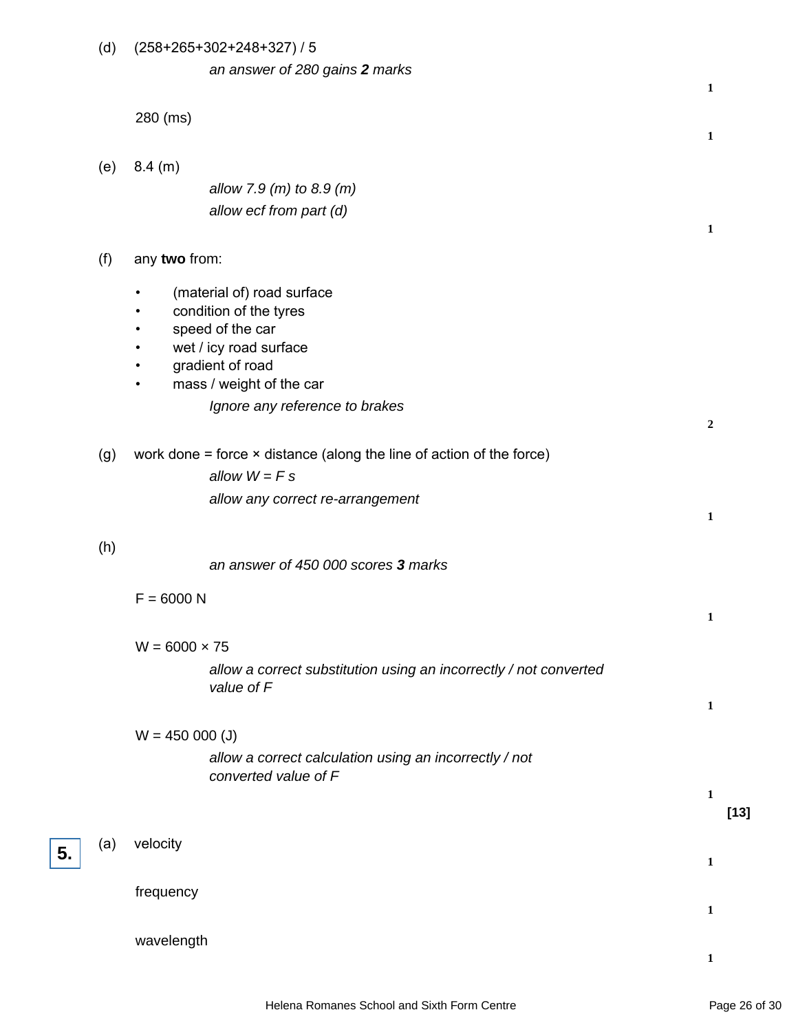(d) (258+265+302+248+327) / 5

*an answer of 280 gains **2** marks*

**1**

280 (ms)

**1**

(e) 8.4 (m)

*allow 7.9 (m) to 8.9 (m)*

*allow ecf from part (d)*

**1**

(f) any **two** from:

- (material of) road surface
- condition of the tyres
- speed of the car
- wet / icy road surface
- gradient of road
- mass / weight of the car

*Ignore any reference to brakes*

**2**

(g) work done = force × distance (along the line of action of the force)

*allow $W = F s$*

*allow any correct re-arrangement*

**1**

(h)

*an answer of 450 000 scores **3** marks*

F = 6000 N

**1**

W = 6000 × 75

*allow a correct substitution using an incorrectly / not converted value of F*

**1**

W = 450 000 (J)

*allow a correct calculation using an incorrectly / not converted value of F*

**1**

**[13]**

**5.** (a) velocity

**1**

frequency

**1**

wavelength

**1**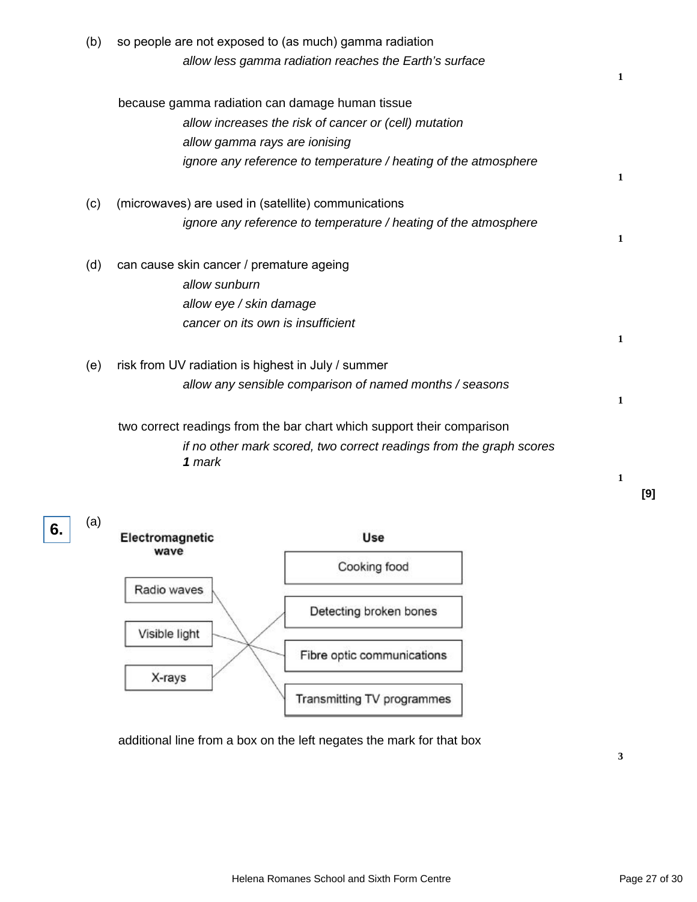(b) so people are not exposed to (as much) gamma radiation

*allow less gamma radiation reaches the Earth's surface*

**1**

because gamma radiation can damage human tissue

*allow increases the risk of cancer or (cell) mutation*

*allow gamma rays are ionising*

*ignore any reference to temperature / heating of the atmosphere*

**1**

(c) (microwaves) are used in (satellite) communications

*ignore any reference to temperature / heating of the atmosphere*

**1**

(d) can cause skin cancer / premature ageing

*allow sunburn*

*allow eye / skin damage*

*cancer on its own is insufficient*

**1**

(e) risk from UV radiation is highest in July / summer

*allow any sensible comparison of named months / seasons*

**1**

two correct readings from the bar chart which support their comparison

*if no other mark scored, two correct readings from the graph scores **1** mark*

**1**

**[9]**

**6.** (a)

| Electromagnetic wave | Use |
| --- | --- |
| Radio waves | Transmitting TV programmes |
| Visible light | Fibre optic communications |
| X-rays | Detecting broken bones |
| | Cooking food |

additional line from a box on the left negates the mark for that box

**3**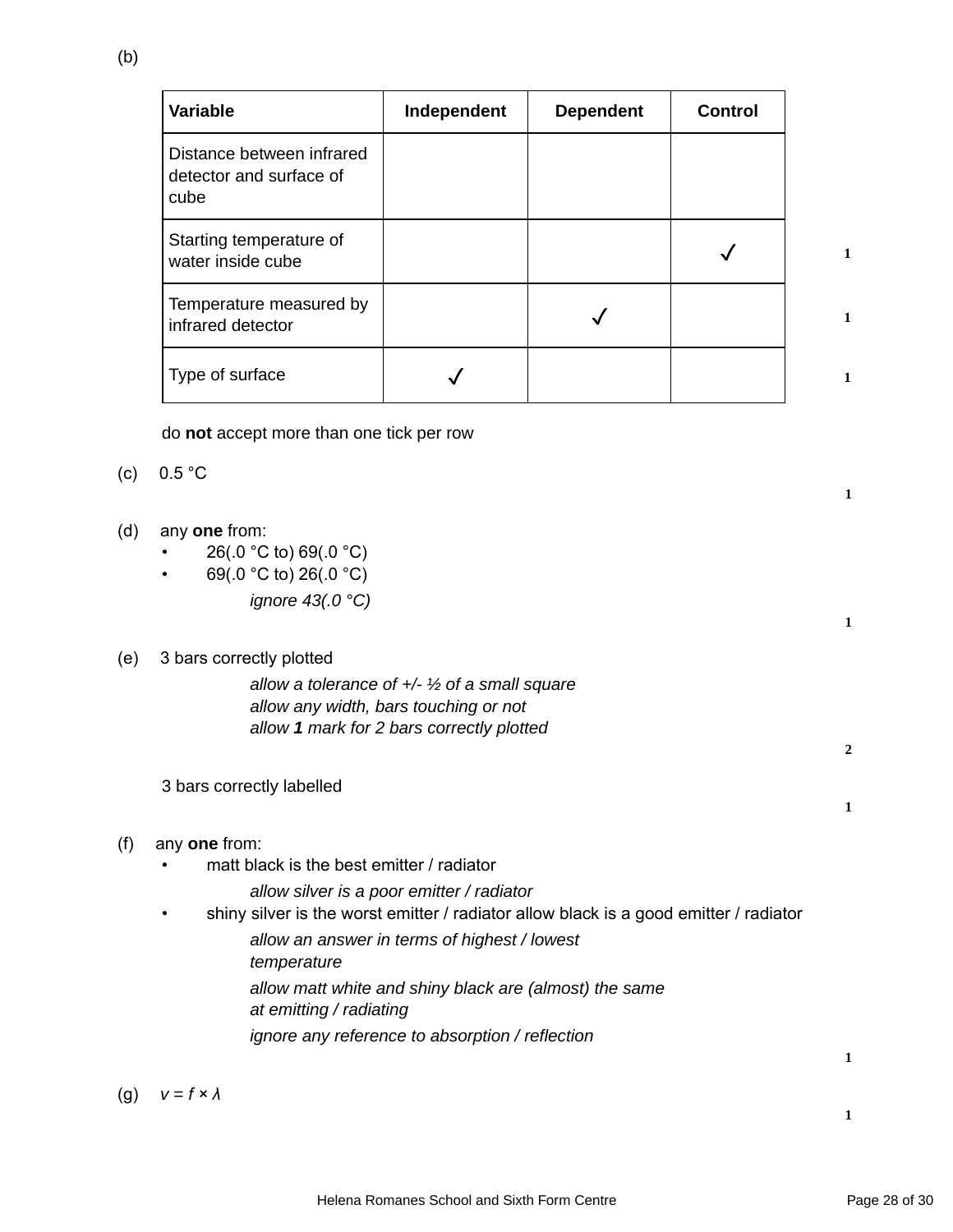(b)

| Variable | Independent | Dependent | Control | |
|---|---|---|---|---|
| Distance between infrared detector and surface of cube | | | | |
| Starting temperature of water inside cube | | | ✓ | 1 |
| Temperature measured by infrared detector | | ✓ | | 1 |
| Type of surface | ✓ | | | 1 |

do **not** accept more than one tick per row

(c) 0.5 °C

**1**

(d) any **one** from:

- 26(.0 °C to) 69(.0 °C)
- 69(.0 °C to) 26(.0 °C)

*ignore 43(.0 °C)*

**1**

(e) 3 bars correctly plotted

*allow a tolerance of +/- ½ of a small square*
*allow any width, bars touching or not*
*allow **1** mark for 2 bars correctly plotted*

**2**

3 bars correctly labelled

**1**

(f) any **one** from:

- matt black is the best emitter / radiator

  *allow silver is a poor emitter / radiator*

- shiny silver is the worst emitter / radiator allow black is a good emitter / radiator

  *allow an answer in terms of highest / lowest temperature*

  *allow matt white and shiny black are (almost) the same at emitting / radiating*

  *ignore any reference to absorption / reflection*

**1**

(g) $v = f \times \lambda$

**1**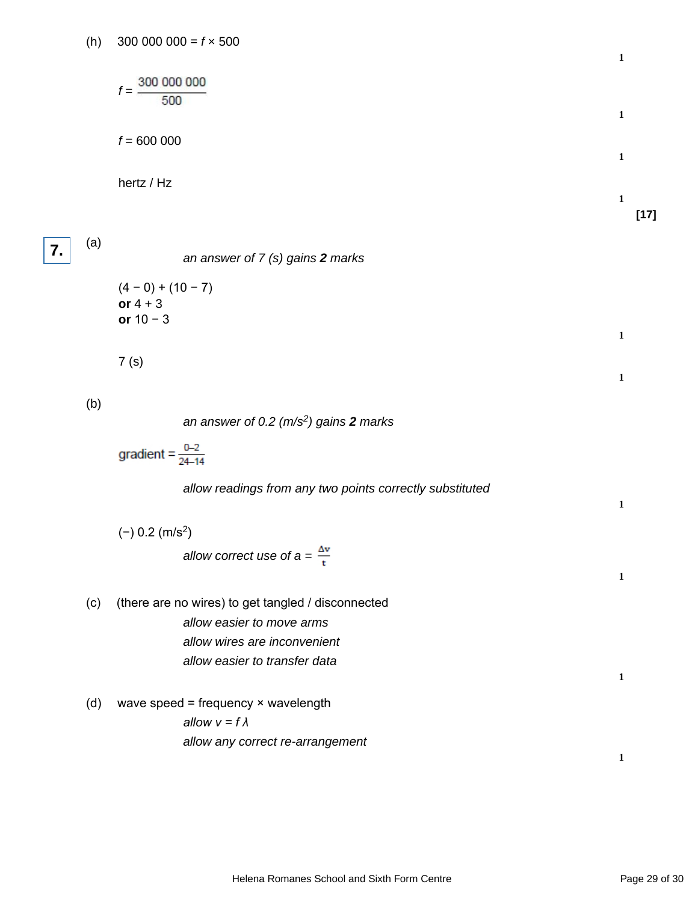(h) 300 000 000 = $f \times 500$

1

$f = \dfrac{300\,000\,000}{500}$

1

$f$ = 600 000

1

hertz / Hz

1

**[17]**

**7.** (a)

*an answer of 7 (s) gains **2** marks*

(4 − 0) + (10 − 7)
**or** 4 + 3
**or** 10 − 3

1

7 (s)

1

(b)

*an answer of 0.2 (m/s$^2$) gains **2** marks*

gradient = $\dfrac{0-2}{24-14}$

*allow readings from any two points correctly substituted*

1

(−) 0.2 (m/s$^2$)

*allow correct use of $a = \dfrac{\Delta v}{t}$*

1

(c) (there are no wires) to get tangled / disconnected

*allow easier to move arms*
*allow wires are inconvenient*
*allow easier to transfer data*

1

(d) wave speed = frequency × wavelength

*allow $v = f\,\lambda$*
*allow any correct re-arrangement*

1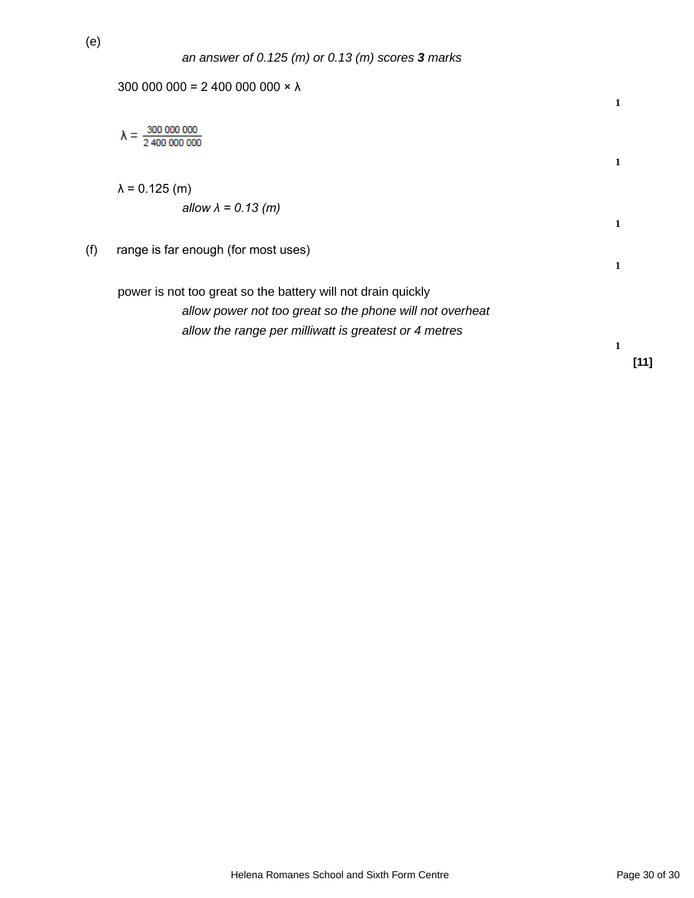(e)

*an answer of 0.125 (m) or 0.13 (m) scores **3** marks*

300 000 000 = 2 400 000 000 × λ

1

$$\lambda = \frac{300\,000\,000}{2\,400\,000\,000}$$

1

λ = 0.125 (m)

*allow λ = 0.13 (m)*

1

(f) range is far enough (for most uses)

1

power is not too great so the battery will not drain quickly

*allow power not too great so the phone will not overheat*

*allow the range per milliwatt is greatest or 4 metres*

1

**[11]**